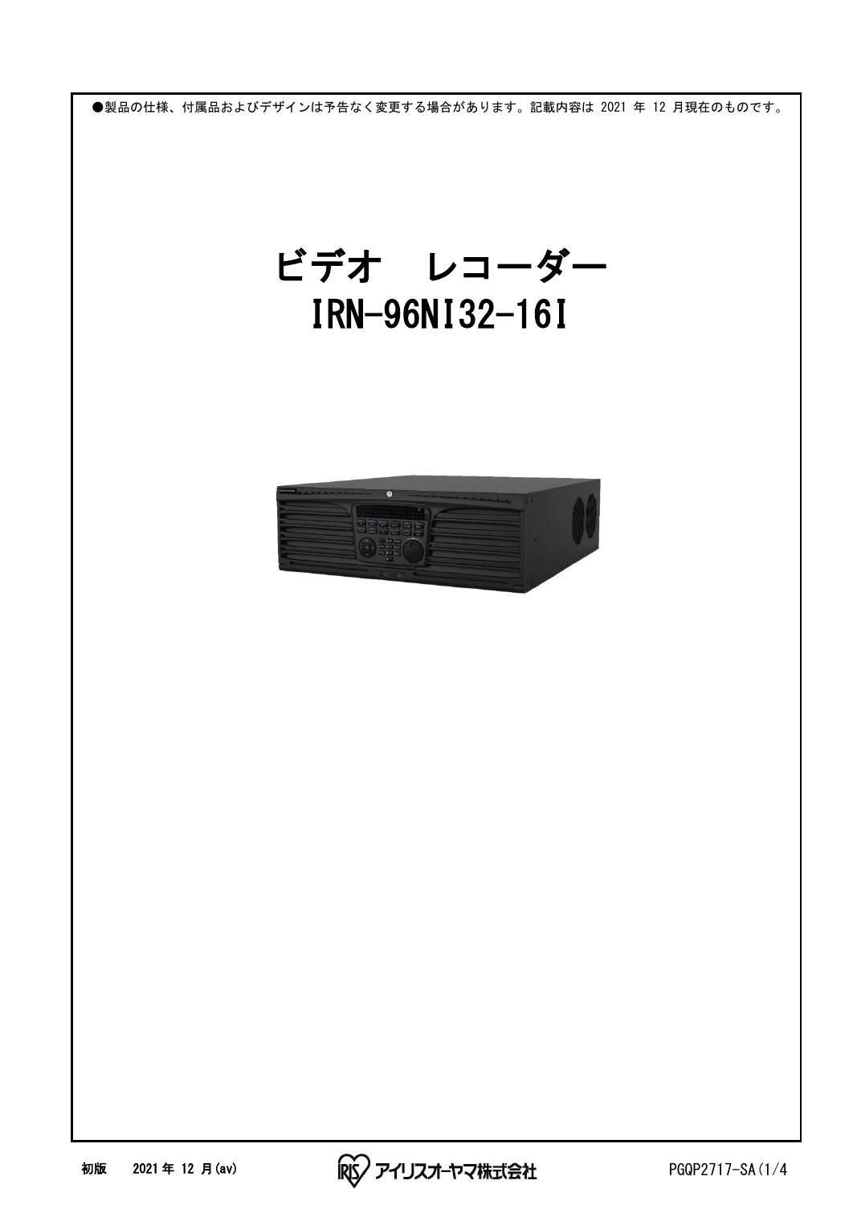●製品の仕様、付属品およびデザインは予告なく変更する場合があります。記載内容は 2021 年 12 月現在のものです。

# ビデオ　レコーダー
# IRN-96NI32-16I

初版　2021 年 12 月(av)　アイリスオーヤマ株式会社　PGQP2717-SA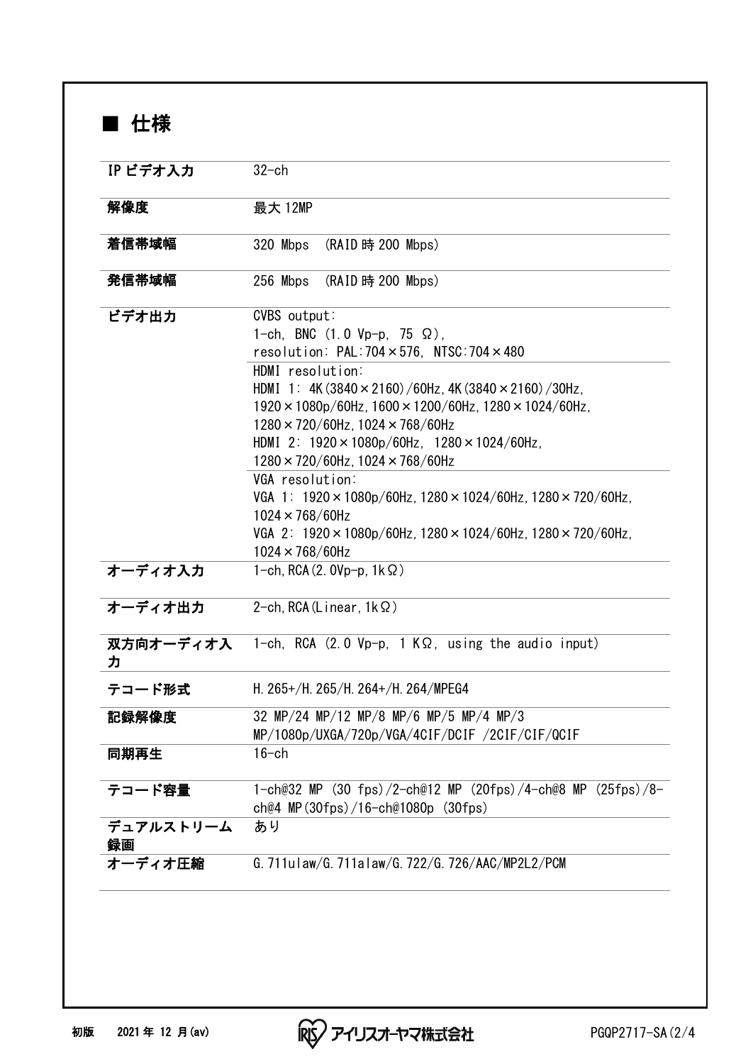## ■ 仕様

| | |
|---|---|
| IP ビデオ入力 | 32-ch |
| 解像度 | 最大 12MP |
| 着信帯域幅 | 320 Mbps (RAID 時 200 Mbps) |
| 発信帯域幅 | 256 Mbps (RAID 時 200 Mbps) |
| ビデオ出力 | CVBS output:<br>1-ch, BNC (1.0 Vp-p, 75 Ω),<br>resolution: PAL:704×576, NTSC:704×480 |
| | HDMI resolution:<br>HDMI 1: 4K(3840×2160)/60Hz, 4K(3840×2160)/30Hz,<br>1920×1080p/60Hz, 1600×1200/60Hz, 1280×1024/60Hz,<br>1280×720/60Hz, 1024×768/60Hz<br>HDMI 2: 1920×1080p/60Hz, 1280×1024/60Hz,<br>1280×720/60Hz, 1024×768/60Hz |
| | VGA resolution:<br>VGA 1: 1920×1080p/60Hz, 1280×1024/60Hz, 1280×720/60Hz,<br>1024×768/60Hz<br>VGA 2: 1920×1080p/60Hz, 1280×1024/60Hz, 1280×720/60Hz,<br>1024×768/60Hz |
| オーディオ入力 | 1-ch, RCA(2.0Vp-p, 1kΩ) |
| オーディオ出力 | 2-ch, RCA(Linear, 1kΩ) |
| 双方向オーディオ入力 | 1-ch, RCA (2.0 Vp-p, 1 KΩ, using the audio input) |
| デコード形式 | H.265+/H.265/H.264+/H.264/MPEG4 |
| 記録解像度 | 32 MP/24 MP/12 MP/8 MP/6 MP/5 MP/4 MP/3 MP/1080p/UXGA/720p/VGA/4CIF/DCIF /2CIF/CIF/QCIF |
| 同期再生 | 16-ch |
| デコード容量 | 1-ch@32 MP (30 fps)/2-ch@12 MP (20fps)/4-ch@8 MP (25fps)/8-ch@4 MP(30fps)/16-ch@1080p (30fps) |
| デュアルストリーム録画 | あり |
| オーディオ圧縮 | G.711ulaw/G.711alaw/G.722/G.726/AAC/MP2L2/PCM |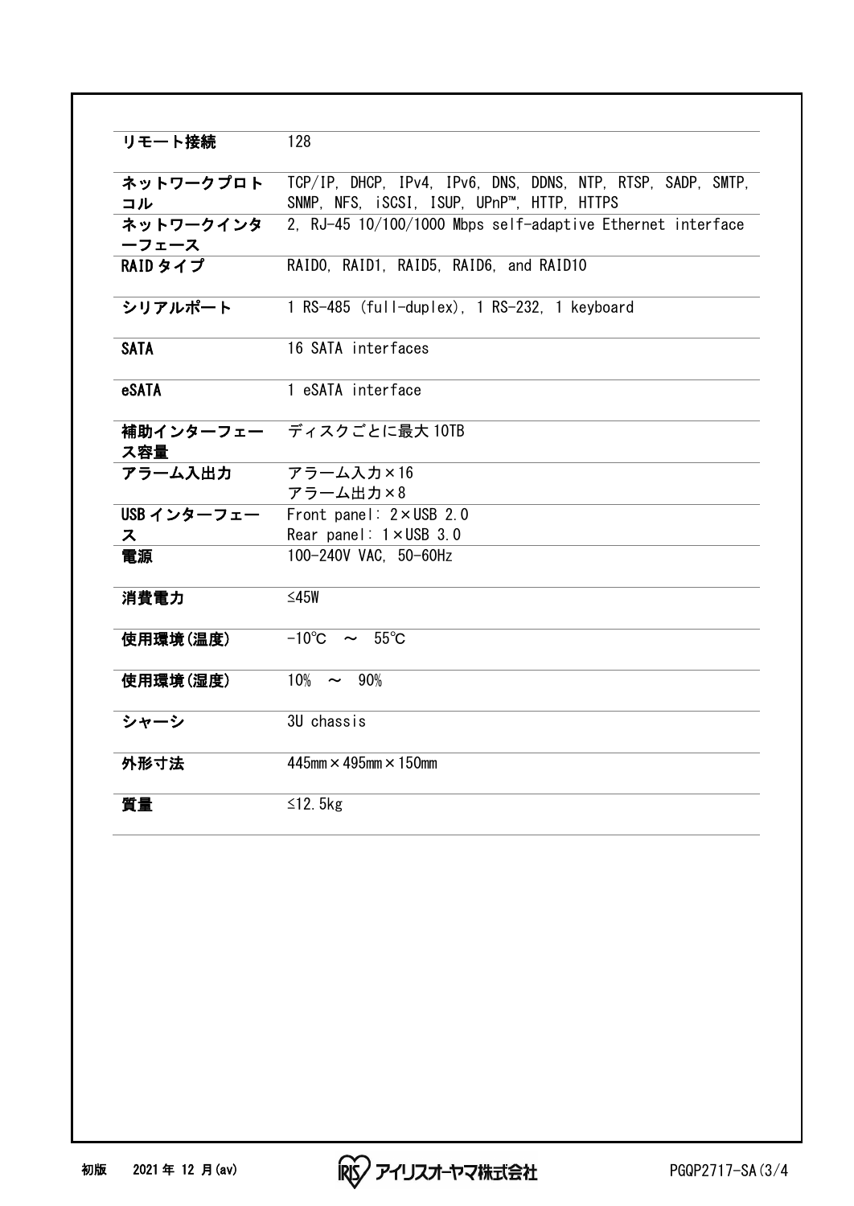| | |
|---|---|
| リモート接続 | 128 |
| ネットワークプロトコル | TCP/IP, DHCP, IPv4, IPv6, DNS, DDNS, NTP, RTSP, SADP, SMTP, SNMP, NFS, iSCSI, ISUP, UPnP™, HTTP, HTTPS |
| ネットワークインターフェース | 2, RJ-45 10/100/1000 Mbps self-adaptive Ethernet interface |
| RAID タイプ | RAID0, RAID1, RAID5, RAID6, and RAID10 |
| シリアルポート | 1 RS-485 (full-duplex), 1 RS-232, 1 keyboard |
| SATA | 16 SATA interfaces |
| eSATA | 1 eSATA interface |
| 補助インターフェース容量 | ディスクごとに最大 10TB |
| アラーム入出力 | アラーム入力×16<br>アラーム出力×8 |
| USB インターフェース | Front panel: 2×USB 2.0<br>Rear panel: 1×USB 3.0 |
| 電源 | 100-240V VAC, 50-60Hz |
| 消費電力 | ≤45W |
| 使用環境(温度) | -10℃ ～ 55℃ |
| 使用環境(湿度) | 10% ～ 90% |
| シャーシ | 3U chassis |
| 外形寸法 | 445mm×495mm×150mm |
| 質量 | ≤12.5kg |

初版 2021 年 12 月(av)

アイリスオーヤマ株式会社

PGQP2717-SA(3/4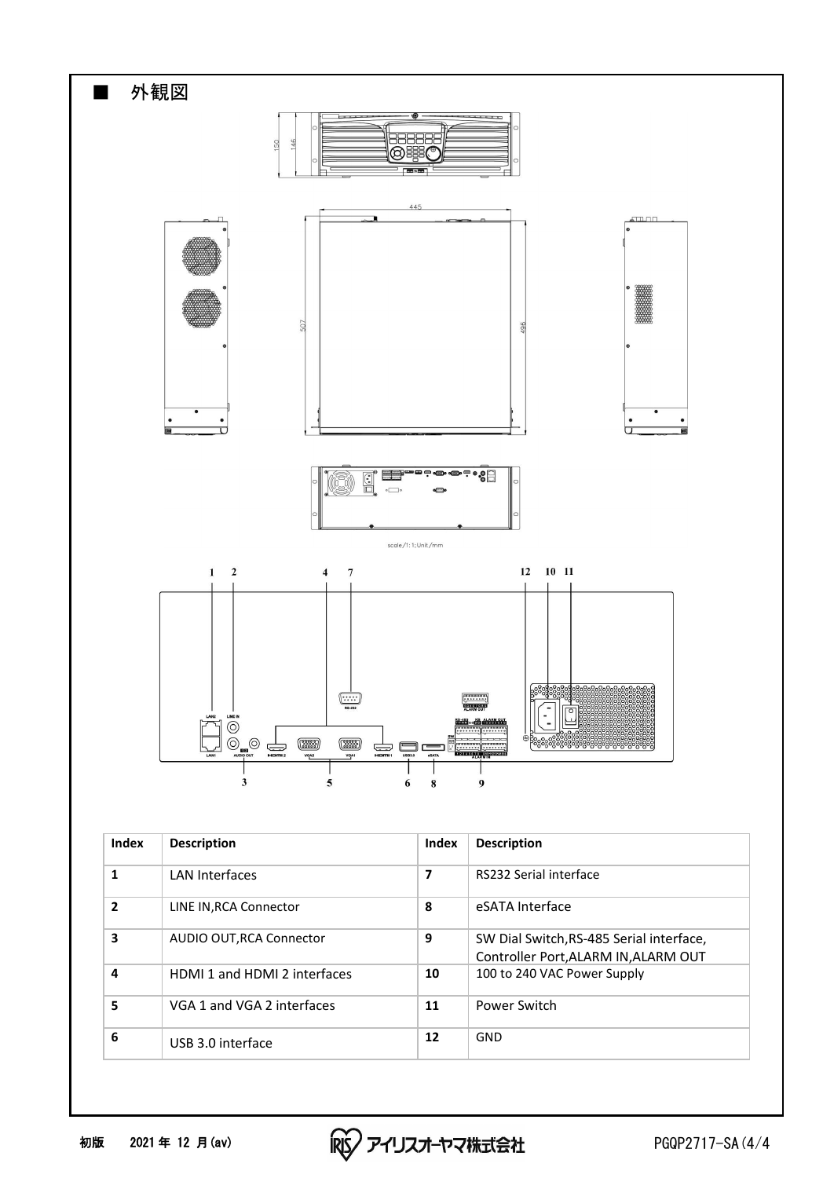## ■ 外観図

150
146
445
507
496
scale/1:1;Unit/mm

1 2 4 7 12 10 11
3 5 6 8 9

| Index | Description | Index | Description |
|---|---|---|---|
| 1 | LAN Interfaces | 7 | RS232 Serial interface |
| 2 | LINE IN,RCA Connector | 8 | eSATA Interface |
| 3 | AUDIO OUT,RCA Connector | 9 | SW Dial Switch,RS-485 Serial interface, Controller Port,ALARM IN,ALARM OUT |
| 4 | HDMI 1 and HDMI 2 interfaces | 10 | 100 to 240 VAC Power Supply |
| 5 | VGA 1 and VGA 2 interfaces | 11 | Power Switch |
| 6 | USB 3.0 interface | 12 | GND |

初版　2021年12月(av)　アイリスオーヤマ株式会社　PGQP2717-SA